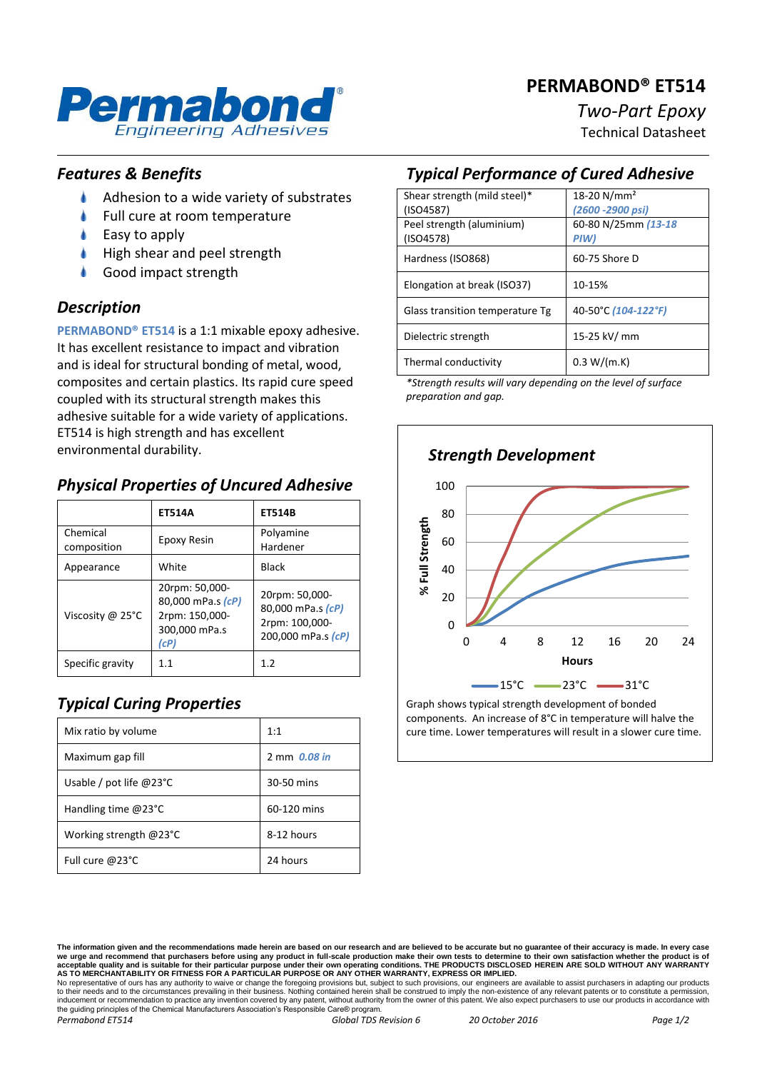# PERMABOND® ET514

*Two-Part Epoxy*

Technical Datasheet

## *Features & Benefits*

- Adhesion to a wide variety of substrates
- Full cure at room temperature
- Easy to apply
- High shear and peel strength
- Good impact strength

## *Description*

**PERMABOND® ET514** is a 1:1 mixable epoxy adhesive. It has excellent resistance to impact and vibration and is ideal for structural bonding of metal, wood, composites and certain plastics. Its rapid cure speed coupled with its structural strength makes this adhesive suitable for a wide variety of applications. ET514 is high strength and has excellent environmental durability.

## *Physical Properties of Uncured Adhesive*

| | ET514A | ET514B |
|---|---|---|
| Chemical composition | Epoxy Resin | Polyamine Hardener |
| Appearance | White | Black |
| Viscosity @ 25°C | 20rpm: 50,000-80,000 mPa.s *(cP)* 2rpm: 150,000-300,000 mPa.s *(cP)* | 20rpm: 50,000-80,000 mPa.s *(cP)* 2rpm: 100,000-200,000 mPa.s *(cP)* |
| Specific gravity | 1.1 | 1.2 |

## *Typical Curing Properties*

| | |
|---|---|
| Mix ratio by volume | 1:1 |
| Maximum gap fill | 2 mm *0.08 in* |
| Usable / pot life @23°C | 30-50 mins |
| Handling time @23°C | 60-120 mins |
| Working strength @23°C | 8-12 hours |
| Full cure @23°C | 24 hours |

## *Typical Performance of Cured Adhesive*

| | |
|---|---|
| Shear strength (mild steel)* (ISO4587) | 18-20 N/mm² *(2600 -2900 psi)* |
| Peel strength (aluminium) (ISO4578) | 60-80 N/25mm *(13-18 PIW)* |
| Hardness (ISO868) | 60-75 Shore D |
| Elongation at break (ISO37) | 10-15% |
| Glass transition temperature Tg | 40-50°C *(104-122°F)* |
| Dielectric strength | 15-25 kV/ mm |
| Thermal conductivity | 0.3 W/(m.K) |

*\*Strength results will vary depending on the level of surface preparation and gap.*

### *Strength Development*

Graph shows typical strength development of bonded components. An increase of 8°C in temperature will halve the cure time. Lower temperatures will result in a slower cure time.

**The information given and the recommendations made herein are based on our research and are believed to be accurate but no guarantee of their accuracy is made. In every case we urge and recommend that purchasers before using any product in full-scale production make their own tests to determine to their own satisfaction whether the product is of acceptable quality and is suitable for their particular purpose under their own operating conditions. THE PRODUCTS DISCLOSED HEREIN ARE SOLD WITHOUT ANY WARRANTY AS TO MERCHANTABILITY OR FITNESS FOR A PARTICULAR PURPOSE OR ANY OTHER WARRANTY, EXPRESS OR IMPLIED.**

No representative of ours has any authority to waive or change the foregoing provisions but, subject to such provisions, our engineers are available to assist purchasers in adapting our products to their needs and to the circumstances prevailing in their business. Nothing contained herein shall be construed to imply the non-existence of any relevant patents or to constitute a permission, inducement or recommendation to practice any invention covered by any patent, without authority from the owner of this patent. We also expect purchasers to use our products in accordance with the guiding principles of the Chemical Manufacturers Association's Responsible Care® program.

*Permabond ET514* *Global TDS Revision 6* *20 October 2016*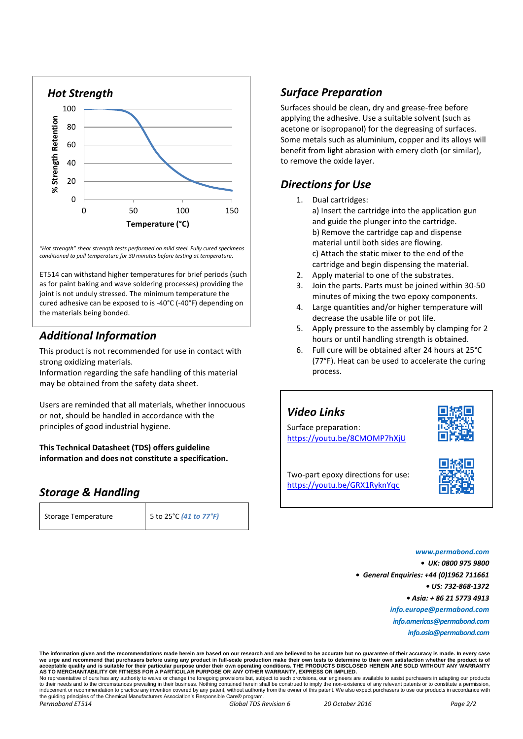## Hot Strength

% Strength Retention

100
80
60
40
20
0

0
50
100
150

Temperature (°C)

*"Hot strength" shear strength tests performed on mild steel. Fully cured specimens conditioned to pull temperature for 30 minutes before testing at temperature.*

ET514 can withstand higher temperatures for brief periods (such as for paint baking and wave soldering processes) providing the joint is not unduly stressed. The minimum temperature the cured adhesive can be exposed to is -40°C (-40°F) depending on the materials being bonded.

## Additional Information

This product is not recommended for use in contact with strong oxidizing materials.
Information regarding the safe handling of this material may be obtained from the safety data sheet.

Users are reminded that all materials, whether innocuous or not, should be handled in accordance with the principles of good industrial hygiene.

**This Technical Datasheet (TDS) offers guideline information and does not constitute a specification.**

## Storage & Handling

| | |
|---|---|
| Storage Temperature | 5 to 25°C *(41 to 77°F)* |

## Surface Preparation

Surfaces should be clean, dry and grease-free before applying the adhesive. Use a suitable solvent (such as acetone or isopropanol) for the degreasing of surfaces. Some metals such as aluminium, copper and its alloys will benefit from light abrasion with emery cloth (or similar), to remove the oxide layer.

## Directions for Use

1. Dual cartridges:
   a) Insert the cartridge into the application gun and guide the plunger into the cartridge.
   b) Remove the cartridge cap and dispense material until both sides are flowing.
   c) Attach the static mixer to the end of the cartridge and begin dispensing the material.
2. Apply material to one of the substrates.
3. Join the parts. Parts must be joined within 30-50 minutes of mixing the two epoxy components.
4. Large quantities and/or higher temperature will decrease the usable life or pot life.
5. Apply pressure to the assembly by clamping for 2 hours or until handling strength is obtained.
6. Full cure will be obtained after 24 hours at 25°C (77°F). Heat can be used to accelerate the curing process.

## Video Links

Surface preparation:
https://youtu.be/8CMOMP7hXjU

Two-part epoxy directions for use:
https://youtu.be/GRX1RyknYqc

*www.permabond.com*
*• UK: 0800 975 9800*
*• General Enquiries: +44 (0)1962 711661*
*• US: 732-868-1372*
*• Asia: + 86 21 5773 4913*
*info.europe@permabond.com*
*info.americas@permabond.com*
*info.asia@permabond.com*

**The information given and the recommendations made herein are based on our research and are believed to be accurate but no guarantee of their accuracy is made. In every case we urge and recommend that purchasers before using any product in full-scale production make their own tests to determine to their own satisfaction whether the product is of acceptable quality and is suitable for their particular purpose under their own operating conditions. THE PRODUCTS DISCLOSED HEREIN ARE SOLD WITHOUT ANY WARRANTY AS TO MERCHANTABILITY OR FITNESS FOR A PARTICULAR PURPOSE OR ANY OTHER WARRANTY, EXPRESS OR IMPLIED.**
No representative of ours has any authority to waive or change the foregoing provisions but, subject to such provisions, our engineers are available to assist purchasers in adapting our products to their needs and to the circumstances prevailing in their business. Nothing contained herein shall be construed to imply the non-existence of any relevant patents or to constitute a permission, inducement or recommendation to practice any invention covered by any patent, without authority from the owner of this patent. We also expect purchasers to use our products in accordance with the guiding principles of the Chemical Manufacturers Association's Responsible Care® program.

*Permabond ET514* *Global TDS Revision 6* *20 October 2016*